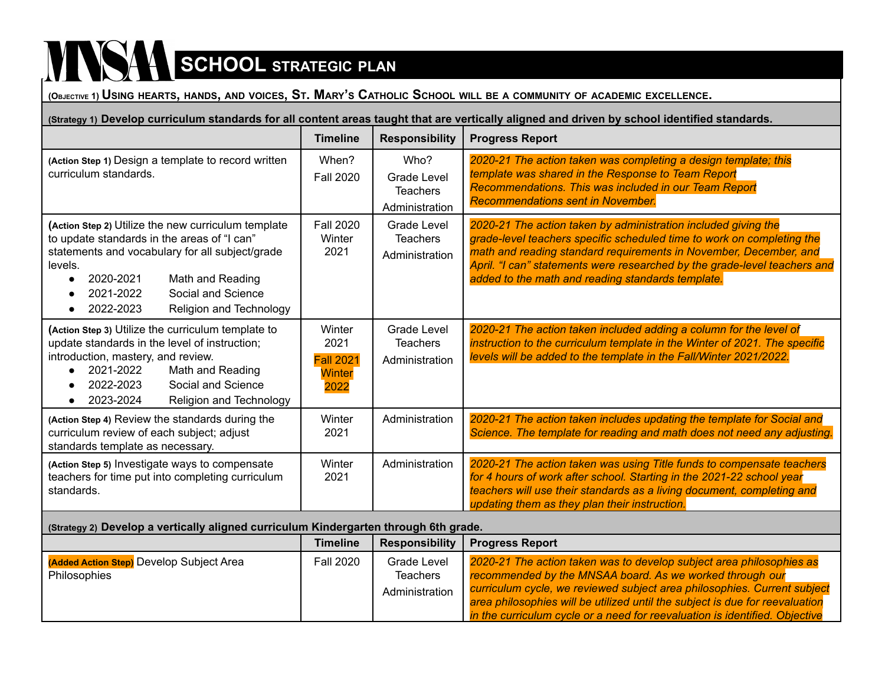# MNSAA SCHOOL STRATEGIC PLAN

**(Objective 1) Using hearts, hands, and voices, St. Mary's Catholic School will be a community of academic excellence.**

**(Strategy 1) Develop curriculum standards for all content areas taught that are vertically aligned and driven by school identified standards.**

| | Timeline | Responsibility | Progress Report |
|---|---|---|---|
| **(Action Step 1)** Design a template to record written curriculum standards. | When?<br>Fall 2020 | Who?<br>Grade Level Teachers<br>Administration | *2020-21 The action taken was completing a design template; this template was shared in the Response to Team Report Recommendations. This was included in our Team Report Recommendations sent in November.* |
| **(Action Step 2)** Utilize the new curriculum template to update standards in the areas of "I can" statements and vocabulary for all subject/grade levels.<br>• 2020-2021 Math and Reading<br>• 2021-2022 Social and Science<br>• 2022-2023 Religion and Technology | Fall 2020<br>Winter 2021 | Grade Level Teachers<br>Administration | *2020-21 The action taken by administration included giving the grade-level teachers specific scheduled time to work on completing the math and reading standard requirements in November, December, and April. "I can" statements were researched by the grade-level teachers and added to the math and reading standards template.* |
| **(Action Step 3)** Utilize the curriculum template to update standards in the level of instruction; introduction, mastery, and review.<br>• 2021-2022 Math and Reading<br>• 2022-2023 Social and Science<br>• 2023-2024 Religion and Technology | Winter 2021<br>Fall 2021<br>Winter 2022 | Grade Level Teachers<br>Administration | *2020-21 The action taken included adding a column for the level of instruction to the curriculum template in the Winter of 2021. The specific levels will be added to the template in the Fall/Winter 2021/2022.* |
| **(Action Step 4)** Review the standards during the curriculum review of each subject; adjust standards template as necessary. | Winter 2021 | Administration | *2020-21 The action taken includes updating the template for Social and Science. The template for reading and math does not need any adjusting.* |
| **(Action Step 5)** Investigate ways to compensate teachers for time put into completing curriculum standards. | Winter 2021 | Administration | *2020-21 The action taken was using Title funds to compensate teachers for 4 hours of work after school. Starting in the 2021-22 school year teachers will use their standards as a living document, completing and updating them as they plan their instruction.* |

**(Strategy 2) Develop a vertically aligned curriculum Kindergarten through 6th grade.**

| | Timeline | Responsibility | Progress Report |
|---|---|---|---|
| **(Added Action Step)** Develop Subject Area Philosophies | Fall 2020 | Grade Level Teachers<br>Administration | *2020-21 The action taken was to develop subject area philosophies as recommended by the MNSAA board. As we worked through our curriculum cycle, we reviewed subject area philosophies. Current subject area philosophies will be utilized until the subject is due for reevaluation in the curriculum cycle or a need for reevaluation is identified. Objective* |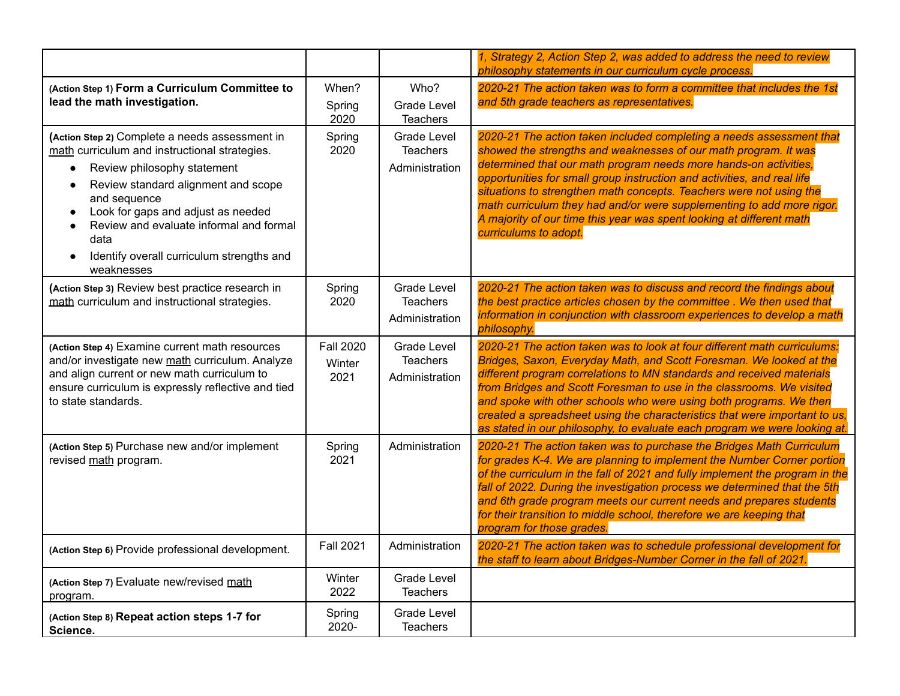|  |  |  | *1, Strategy 2, Action Step 2, was added to address the need to review philosophy statements in our curriculum cycle process.* |
|---|---|---|---|
| (Action Step 1) **Form a Curriculum Committee to lead the math investigation.** | When?<br>Spring 2020 | Who?<br>Grade Level Teachers | *2020-21 The action taken was to form a committee that includes the 1st and 5th grade teachers as representatives.* |
| (Action Step 2) Complete a needs assessment in math curriculum and instructional strategies.<br>● Review philosophy statement<br>● Review standard alignment and scope and sequence<br>● Look for gaps and adjust as needed<br>● Review and evaluate informal and formal data<br>● Identify overall curriculum strengths and weaknesses | Spring 2020 | Grade Level Teachers<br>Administration | *2020-21 The action taken included completing a needs assessment that showed the strengths and weaknesses of our math program. It was determined that our math program needs more hands-on activities, opportunities for small group instruction and activities, and real life situations to strengthen math concepts. Teachers were not using the math curriculum they had and/or were supplementing to add more rigor. A majority of our time this year was spent looking at different math curriculums to adopt.* |
| (Action Step 3) Review best practice research in math curriculum and instructional strategies. | Spring 2020 | Grade Level Teachers<br>Administration | *2020-21 The action taken was to discuss and record the findings about the best practice articles chosen by the committee . We then used that information in conjunction with classroom experiences to develop a math philosophy.* |
| (Action Step 4) Examine current math resources and/or investigate new math curriculum. Analyze and align current or new math curriculum to ensure curriculum is expressly reflective and tied to state standards. | Fall 2020<br>Winter 2021 | Grade Level Teachers<br>Administration | *2020-21 The action taken was to look at four different math curriculums: Bridges, Saxon, Everyday Math, and Scott Foresman. We looked at the different program correlations to MN standards and received materials from Bridges and Scott Foresman to use in the classrooms. We visited and spoke with other schools who were using both programs. We then created a spreadsheet using the characteristics that were important to us, as stated in our philosophy, to evaluate each program we were looking at.* |
| (Action Step 5) Purchase new and/or implement revised math program. | Spring 2021 | Administration | *2020-21 The action taken was to purchase the Bridges Math Curriculum for grades K-4. We are planning to implement the Number Corner portion of the curriculum in the fall of 2021 and fully implement the program in the fall of 2022. During the investigation process we determined that the 5th and 6th grade program meets our current needs and prepares students for their transition to middle school, therefore we are keeping that program for those grades.* |
| (Action Step 6) Provide professional development. | Fall 2021 | Administration | *2020-21 The action taken was to schedule professional development for the staff to learn about Bridges-Number Corner in the fall of 2021.* |
| (Action Step 7) Evaluate new/revised math program. | Winter 2022 | Grade Level Teachers |  |
| (Action Step 8) **Repeat action steps 1-7 for Science.** | Spring 2020- | Grade Level Teachers |  |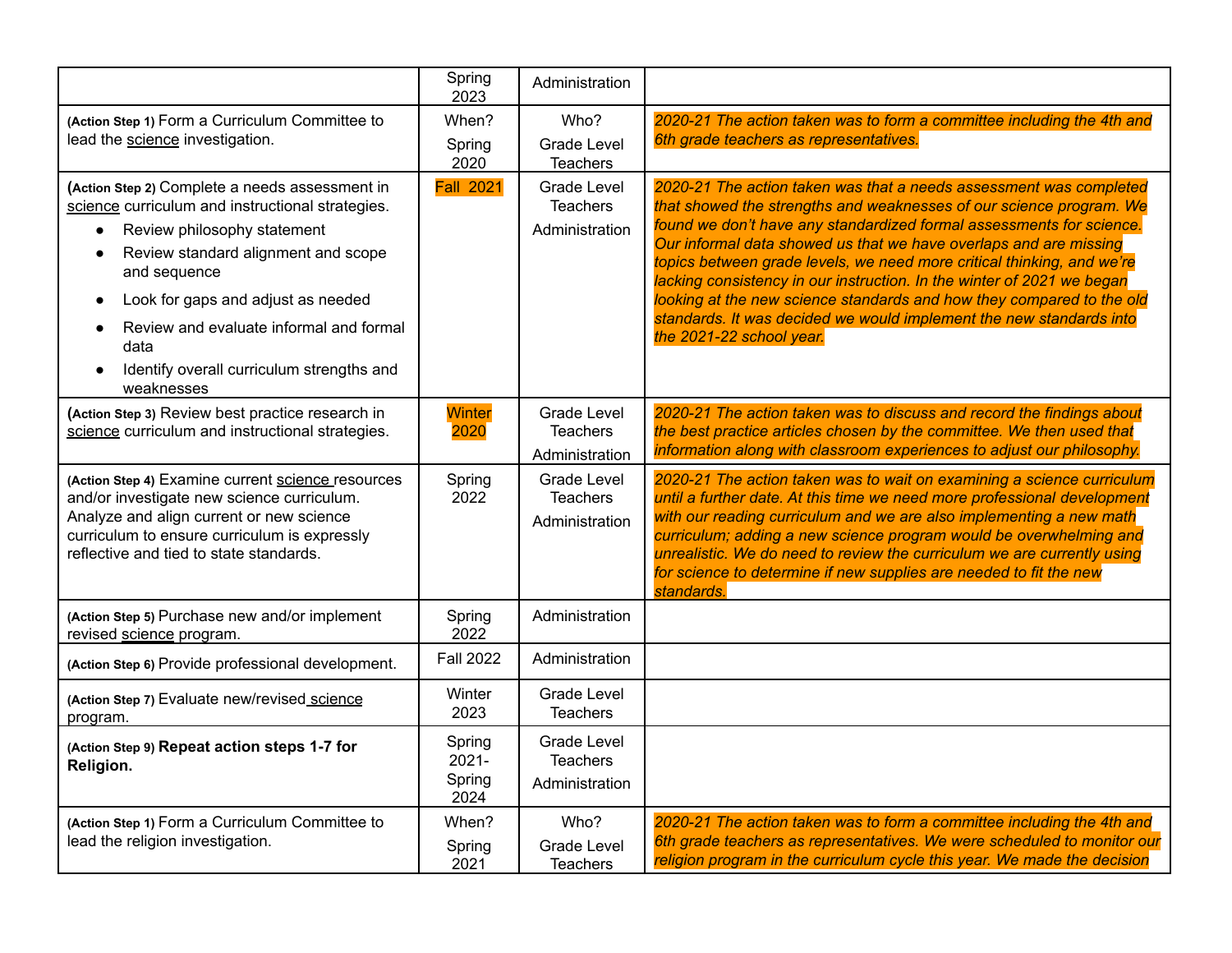| | | | |
|---|---|---|---|
| | Spring 2023 | Administration | |
| **(Action Step 1)** Form a Curriculum Committee to lead the science investigation. | When? Spring 2020 | Who? Grade Level Teachers | *2020-21 The action taken was to form a committee including the 4th and 6th grade teachers as representatives.* |
| **(Action Step 2)** Complete a needs assessment in science curriculum and instructional strategies.<br>● Review philosophy statement<br>● Review standard alignment and scope and sequence<br>● Look for gaps and adjust as needed<br>● Review and evaluate informal and formal data<br>● Identify overall curriculum strengths and weaknesses | Fall 2021 | Grade Level Teachers<br>Administration | *2020-21 The action taken was that a needs assessment was completed that showed the strengths and weaknesses of our science program. We found we don't have any standardized formal assessments for science. Our informal data showed us that we have overlaps and are missing topics between grade levels, we need more critical thinking, and we're lacking consistency in our instruction. In the winter of 2021 we began looking at the new science standards and how they compared to the old standards. It was decided we would implement the new standards into the 2021-22 school year.* |
| **(Action Step 3)** Review best practice research in science curriculum and instructional strategies. | Winter 2020 | Grade Level Teachers<br>Administration | *2020-21 The action taken was to discuss and record the findings about the best practice articles chosen by the committee. We then used that information along with classroom experiences to adjust our philosophy.* |
| **(Action Step 4)** Examine current science resources and/or investigate new science curriculum. Analyze and align current or new science curriculum to ensure curriculum is expressly reflective and tied to state standards. | Spring 2022 | Grade Level Teachers<br>Administration | *2020-21 The action taken was to wait on examining a science curriculum until a further date. At this time we need more professional development with our reading curriculum and we are also implementing a new math curriculum; adding a new science program would be overwhelming and unrealistic. We do need to review the curriculum we are currently using for science to determine if new supplies are needed to fit the new standards.* |
| **(Action Step 5)** Purchase new and/or implement revised science program. | Spring 2022 | Administration | |
| **(Action Step 6)** Provide professional development. | Fall 2022 | Administration | |
| **(Action Step 7)** Evaluate new/revised science program. | Winter 2023 | Grade Level Teachers | |
| **(Action Step 9) Repeat action steps 1-7 for Religion.** | Spring 2021-Spring 2024 | Grade Level Teachers<br>Administration | |
| **(Action Step 1)** Form a Curriculum Committee to lead the religion investigation. | When? Spring 2021 | Who? Grade Level Teachers | *2020-21 The action taken was to form a committee including the 4th and 6th grade teachers as representatives. We were scheduled to monitor our religion program in the curriculum cycle this year. We made the decision* |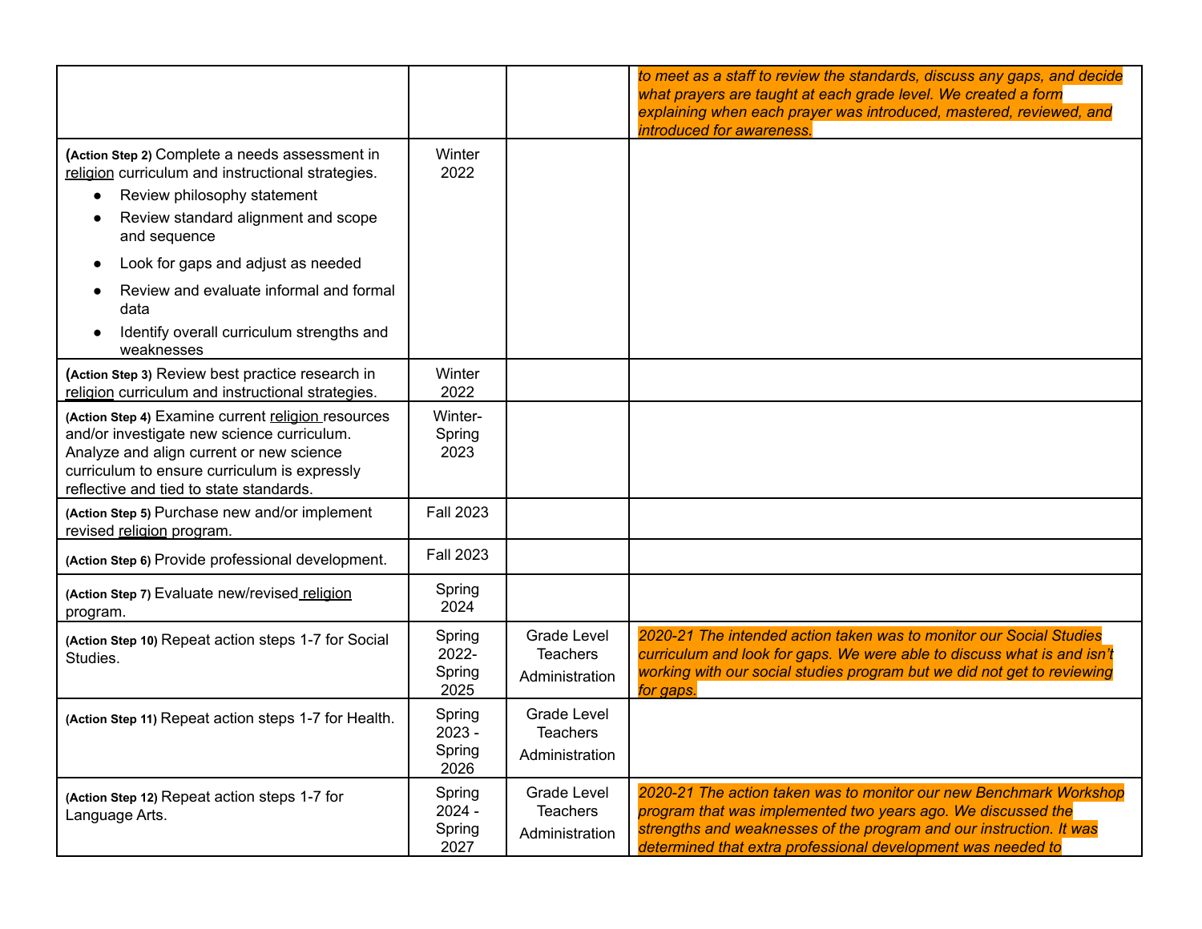| | | | |
|---|---|---|---|
| | | | *to meet as a staff to review the standards, discuss any gaps, and decide what prayers are taught at each grade level. We created a form explaining when each prayer was introduced, mastered, reviewed, and introduced for awareness.* |
| **(Action Step 2)** Complete a needs assessment in religion curriculum and instructional strategies.<br>● Review philosophy statement<br>● Review standard alignment and scope and sequence<br>● Look for gaps and adjust as needed<br>● Review and evaluate informal and formal data<br>● Identify overall curriculum strengths and weaknesses | Winter 2022 | | |
| **(Action Step 3)** Review best practice research in religion curriculum and instructional strategies. | Winter 2022 | | |
| **(Action Step 4)** Examine current religion resources and/or investigate new science curriculum. Analyze and align current or new science curriculum to ensure curriculum is expressly reflective and tied to state standards. | Winter-Spring 2023 | | |
| **(Action Step 5)** Purchase new and/or implement revised religion program. | Fall 2023 | | |
| **(Action Step 6)** Provide professional development. | Fall 2023 | | |
| **(Action Step 7)** Evaluate new/revised religion program. | Spring 2024 | | |
| **(Action Step 10)** Repeat action steps 1-7 for Social Studies. | Spring 2022- Spring 2025 | Grade Level Teachers<br>Administration | *2020-21 The intended action taken was to monitor our Social Studies curriculum and look for gaps. We were able to discuss what is and isn't working with our social studies program but we did not get to reviewing for gaps.* |
| **(Action Step 11)** Repeat action steps 1-7 for Health. | Spring 2023 - Spring 2026 | Grade Level Teachers<br>Administration | |
| **(Action Step 12)** Repeat action steps 1-7 for Language Arts. | Spring 2024 - Spring 2027 | Grade Level Teachers<br>Administration | *2020-21 The action taken was to monitor our new Benchmark Workshop program that was implemented two years ago. We discussed the strengths and weaknesses of the program and our instruction. It was determined that extra professional development was needed to* |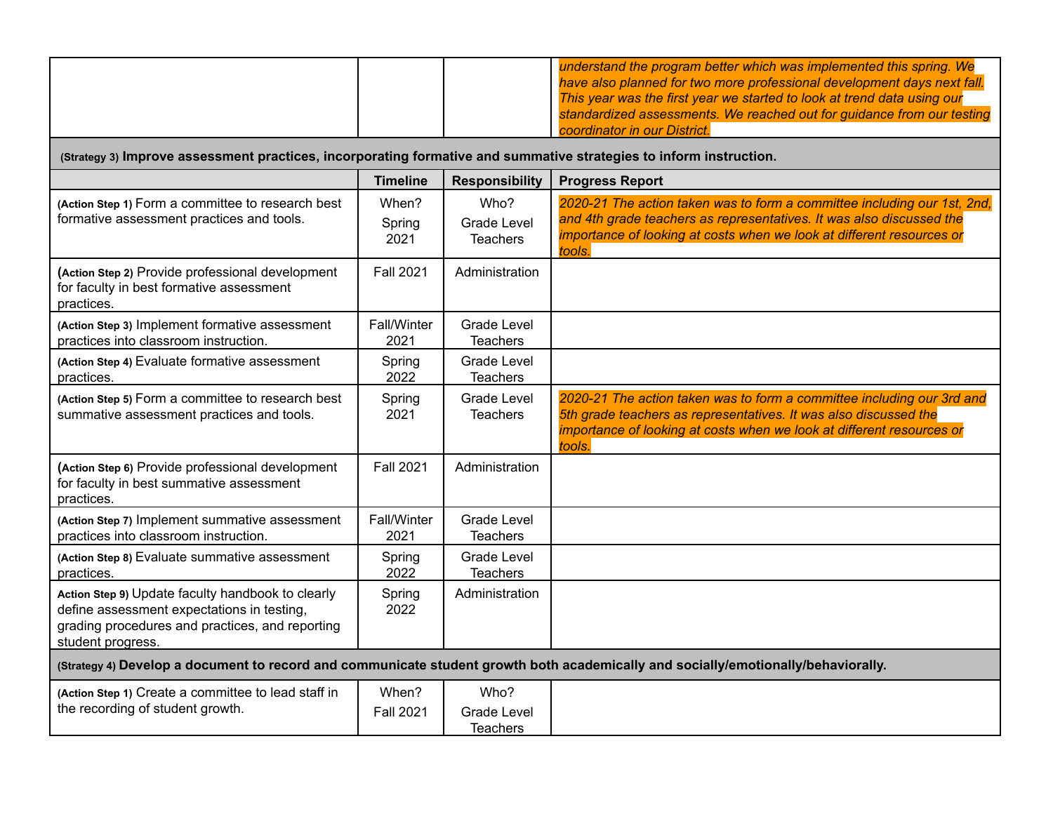| | | | |
|---|---|---|---|
| | | | *understand the program better which was implemented this spring. We have also planned for two more professional development days next fall. This year was the first year we started to look at trend data using our standardized assessments. We reached out for guidance from our testing coordinator in our District.* |
| **(Strategy 3) Improve assessment practices, incorporating formative and summative strategies to inform instruction.** | | | |
| | **Timeline** | **Responsibility** | **Progress Report** |
| **(Action Step 1)** Form a committee to research best formative assessment practices and tools. | When? Spring 2021 | Who? Grade Level Teachers | *2020-21 The action taken was to form a committee including our 1st, 2nd, and 4th grade teachers as representatives. It was also discussed the importance of looking at costs when we look at different resources or tools.* |
| **(Action Step 2)** Provide professional development for faculty in best formative assessment practices. | Fall 2021 | Administration | |
| **(Action Step 3)** Implement formative assessment practices into classroom instruction. | Fall/Winter 2021 | Grade Level Teachers | |
| **(Action Step 4)** Evaluate formative assessment practices. | Spring 2022 | Grade Level Teachers | |
| **(Action Step 5)** Form a committee to research best summative assessment practices and tools. | Spring 2021 | Grade Level Teachers | *2020-21 The action taken was to form a committee including our 3rd and 5th grade teachers as representatives. It was also discussed the importance of looking at costs when we look at different resources or tools.* |
| **(Action Step 6)** Provide professional development for faculty in best summative assessment practices. | Fall 2021 | Administration | |
| **(Action Step 7)** Implement summative assessment practices into classroom instruction. | Fall/Winter 2021 | Grade Level Teachers | |
| **(Action Step 8)** Evaluate summative assessment practices. | Spring 2022 | Grade Level Teachers | |
| **Action Step 9)** Update faculty handbook to clearly define assessment expectations in testing, grading procedures and practices, and reporting student progress. | Spring 2022 | Administration | |
| **(Strategy 4) Develop a document to record and communicate student growth both academically and socially/emotionally/behaviorally.** | | | |
| **(Action Step 1)** Create a committee to lead staff in the recording of student growth. | When? Fall 2021 | Who? Grade Level Teachers | |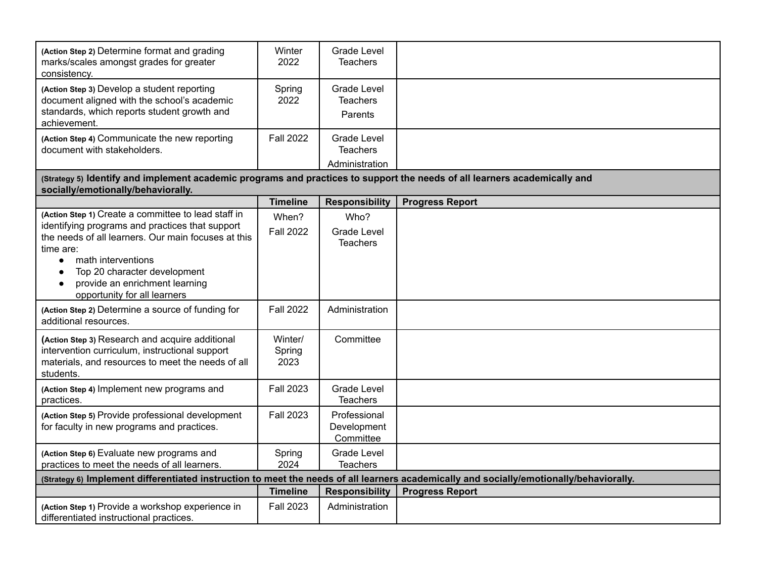| | | | |
|---|---|---|---|
| **(Action Step 2)** Determine format and grading marks/scales amongst grades for greater consistency. | Winter 2022 | Grade Level Teachers | |
| **(Action Step 3)** Develop a student reporting document aligned with the school's academic standards, which reports student growth and achievement. | Spring 2022 | Grade Level Teachers<br>Parents | |
| **(Action Step 4)** Communicate the new reporting document with stakeholders. | Fall 2022 | Grade Level Teachers<br>Administration | |
| **(Strategy 5) Identify and implement academic programs and practices to support the needs of all learners academically and socially/emotionally/behaviorally.** | | | |
| | **Timeline** | **Responsibility** | **Progress Report** |
| **(Action Step 1)** Create a committee to lead staff in identifying programs and practices that support the needs of all learners. Our main focuses at this time are:<br>• math interventions<br>• Top 20 character development<br>• provide an enrichment learning opportunity for all learners | When?<br>Fall 2022 | Who?<br>Grade Level Teachers | |
| **(Action Step 2)** Determine a source of funding for additional resources. | Fall 2022 | Administration | |
| **(Action Step 3)** Research and acquire additional intervention curriculum, instructional support materials, and resources to meet the needs of all students. | Winter/ Spring 2023 | Committee | |
| **(Action Step 4)** Implement new programs and practices. | Fall 2023 | Grade Level Teachers | |
| **(Action Step 5)** Provide professional development for faculty in new programs and practices. | Fall 2023 | Professional Development Committee | |
| **(Action Step 6)** Evaluate new programs and practices to meet the needs of all learners. | Spring 2024 | Grade Level Teachers | |
| **(Strategy 6) Implement differentiated instruction to meet the needs of all learners academically and socially/emotionally/behaviorally.** | | | |
| | **Timeline** | **Responsibility** | **Progress Report** |
| **(Action Step 1)** Provide a workshop experience in differentiated instructional practices. | Fall 2023 | Administration | |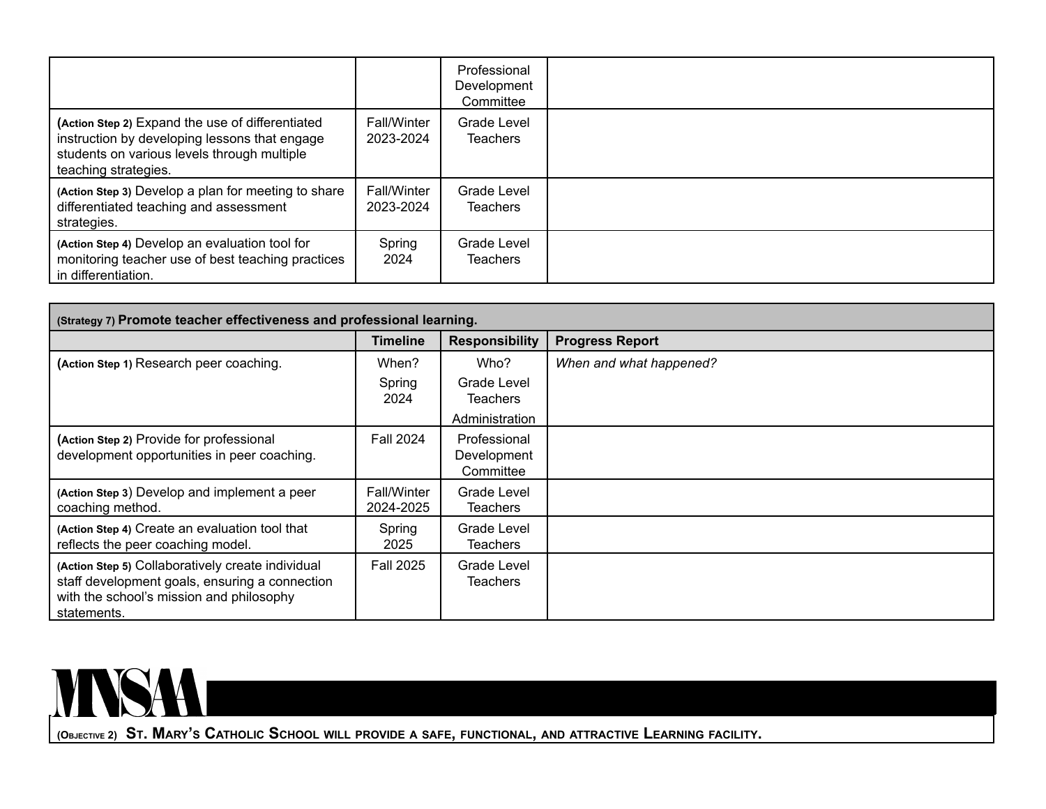| | | | |
|---|---|---|---|
| | | Professional Development Committee | |
| **(Action Step 2)** Expand the use of differentiated instruction by developing lessons that engage students on various levels through multiple teaching strategies. | Fall/Winter 2023-2024 | Grade Level Teachers | |
| **(Action Step 3)** Develop a plan for meeting to share differentiated teaching and assessment strategies. | Fall/Winter 2023-2024 | Grade Level Teachers | |
| **(Action Step 4)** Develop an evaluation tool for monitoring teacher use of best teaching practices in differentiation. | Spring 2024 | Grade Level Teachers | |

| **(Strategy 7) Promote teacher effectiveness and professional learning.** | | | |
|---|---|---|---|
| | **Timeline** | **Responsibility** | **Progress Report** |
| **(Action Step 1)** Research peer coaching. | When? Spring 2024 | Who? Grade Level Teachers Administration | *When and what happened?* |
| **(Action Step 2)** Provide for professional development opportunities in peer coaching. | Fall 2024 | Professional Development Committee | |
| **(Action Step 3)** Develop and implement a peer coaching method. | Fall/Winter 2024-2025 | Grade Level Teachers | |
| **(Action Step 4)** Create an evaluation tool that reflects the peer coaching model. | Spring 2025 | Grade Level Teachers | |
| **(Action Step 5)** Collaboratively create individual staff development goals, ensuring a connection with the school's mission and philosophy statements. | Fall 2025 | Grade Level Teachers | |

MNSAA

**(Objective 2) St. Mary's Catholic School will provide a safe, functional, and attractive Learning facility.**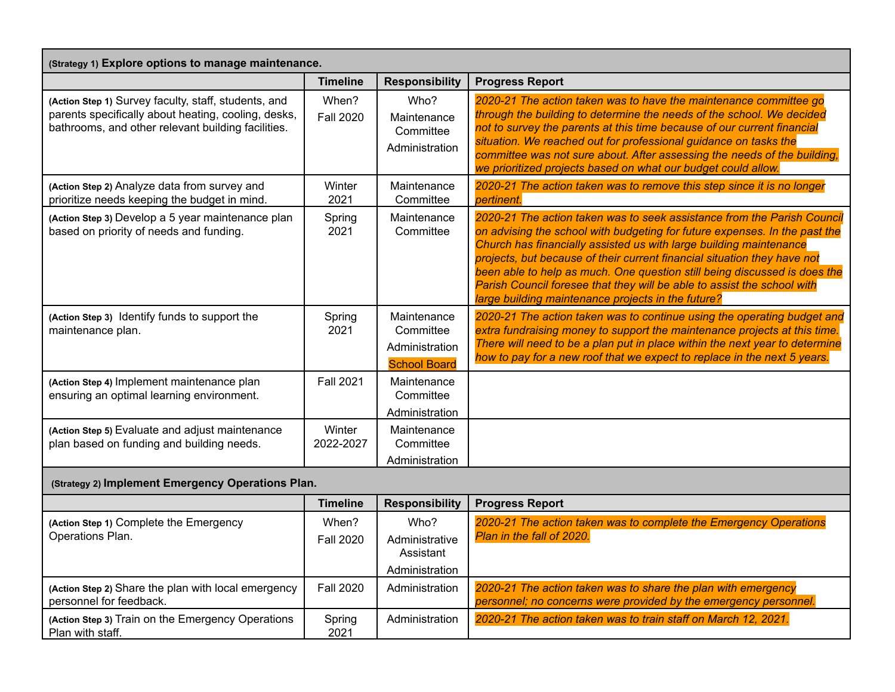| (Strategy 1) **Explore options to manage maintenance.** | | | |
|---|---|---|---|
| | **Timeline** | **Responsibility** | **Progress Report** |
| (Action Step 1) Survey faculty, staff, students, and parents specifically about heating, cooling, desks, bathrooms, and other relevant building facilities. | When? Fall 2020 | Who? Maintenance Committee Administration | *2020-21 The action taken was to have the maintenance committee go through the building to determine the needs of the school. We decided not to survey the parents at this time because of our current financial situation. We reached out for professional guidance on tasks the committee was not sure about. After assessing the needs of the building, we prioritized projects based on what our budget could allow.* |
| (Action Step 2) Analyze data from survey and prioritize needs keeping the budget in mind. | Winter 2021 | Maintenance Committee | *2020-21 The action taken was to remove this step since it is no longer pertinent.* |
| (Action Step 3) Develop a 5 year maintenance plan based on priority of needs and funding. | Spring 2021 | Maintenance Committee | *2020-21 The action taken was to seek assistance from the Parish Council on advising the school with budgeting for future expenses. In the past the Church has financially assisted us with large building maintenance projects, but because of their current financial situation they have not been able to help as much. One question still being discussed is does the Parish Council foresee that they will be able to assist the school with large building maintenance projects in the future?* |
| (Action Step 3) Identify funds to support the maintenance plan. | Spring 2021 | Maintenance Committee Administration School Board | *2020-21 The action taken was to continue using the operating budget and extra fundraising money to support the maintenance projects at this time. There will need to be a plan put in place within the next year to determine how to pay for a new roof that we expect to replace in the next 5 years.* |
| (Action Step 4) Implement maintenance plan ensuring an optimal learning environment. | Fall 2021 | Maintenance Committee Administration | |
| (Action Step 5) Evaluate and adjust maintenance plan based on funding and building needs. | Winter 2022-2027 | Maintenance Committee Administration | |

| (Strategy 2) **Implement Emergency Operations Plan.** | | | |
|---|---|---|---|
| | **Timeline** | **Responsibility** | **Progress Report** |
| (Action Step 1) Complete the Emergency Operations Plan. | When? Fall 2020 | Who? Administrative Assistant Administration | *2020-21 The action taken was to complete the Emergency Operations Plan in the fall of 2020.* |
| (Action Step 2) Share the plan with local emergency personnel for feedback. | Fall 2020 | Administration | *2020-21 The action taken was to share the plan with emergency personnel; no concerns were provided by the emergency personnel.* |
| (Action Step 3) Train on the Emergency Operations Plan with staff. | Spring 2021 | Administration | *2020-21 The action taken was to train staff on March 12, 2021.* |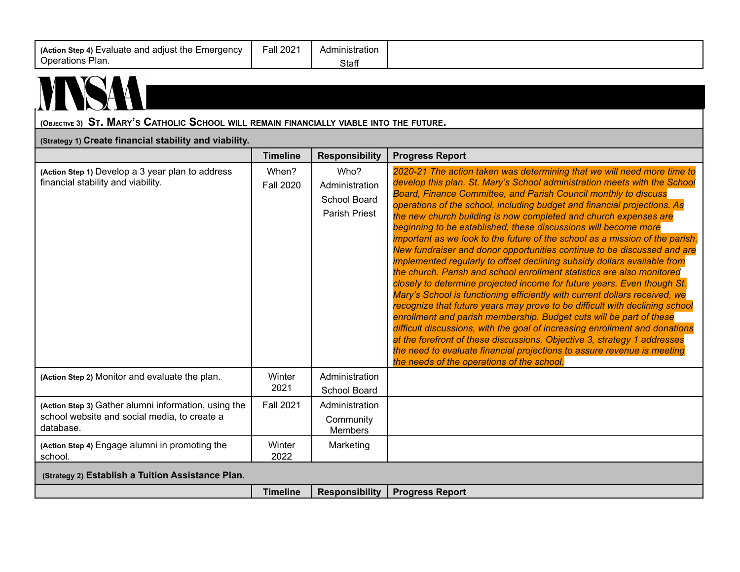| | | | |
|---|---|---|---|
| (Action Step 4) Evaluate and adjust the Emergency Operations Plan. | Fall 2021 | Administration Staff | |

MNSAA

| (Objective 3) St. Mary's Catholic School will remain financially viable into the future. | | | |
|---|---|---|---|
| **(Strategy 1) Create financial stability and viability.** | | | |
| | **Timeline** | **Responsibility** | **Progress Report** |
| (Action Step 1) Develop a 3 year plan to address financial stability and viability. | When? Fall 2020 | Who? Administration School Board Parish Priest | *2020-21 The action taken was determining that we will need more time to develop this plan. St. Mary's School administration meets with the School Board, Finance Committee, and Parish Council monthly to discuss operations of the school, including budget and financial projections. As the new church building is now completed and church expenses are beginning to be established, these discussions will become more important as we look to the future of the school as a mission of the parish. New fundraiser and donor opportunities continue to be discussed and are implemented regularly to offset declining subsidy dollars available from the church. Parish and school enrollment statistics are also monitored closely to determine projected income for future years. Even though St. Mary's School is functioning efficiently with current dollars received, we recognize that future years may prove to be difficult with declining school enrollment and parish membership. Budget cuts will be part of these difficult discussions, with the goal of increasing enrollment and donations at the forefront of these discussions. Objective 3, strategy 1 addresses the need to evaluate financial projections to assure revenue is meeting the needs of the operations of the school.* |
| (Action Step 2) Monitor and evaluate the plan. | Winter 2021 | Administration School Board | |
| (Action Step 3) Gather alumni information, using the school website and social media, to create a database. | Fall 2021 | Administration Community Members | |
| (Action Step 4) Engage alumni in promoting the school. | Winter 2022 | Marketing | |
| **(Strategy 2) Establish a Tuition Assistance Plan.** | | | |
| | **Timeline** | **Responsibility** | **Progress Report** |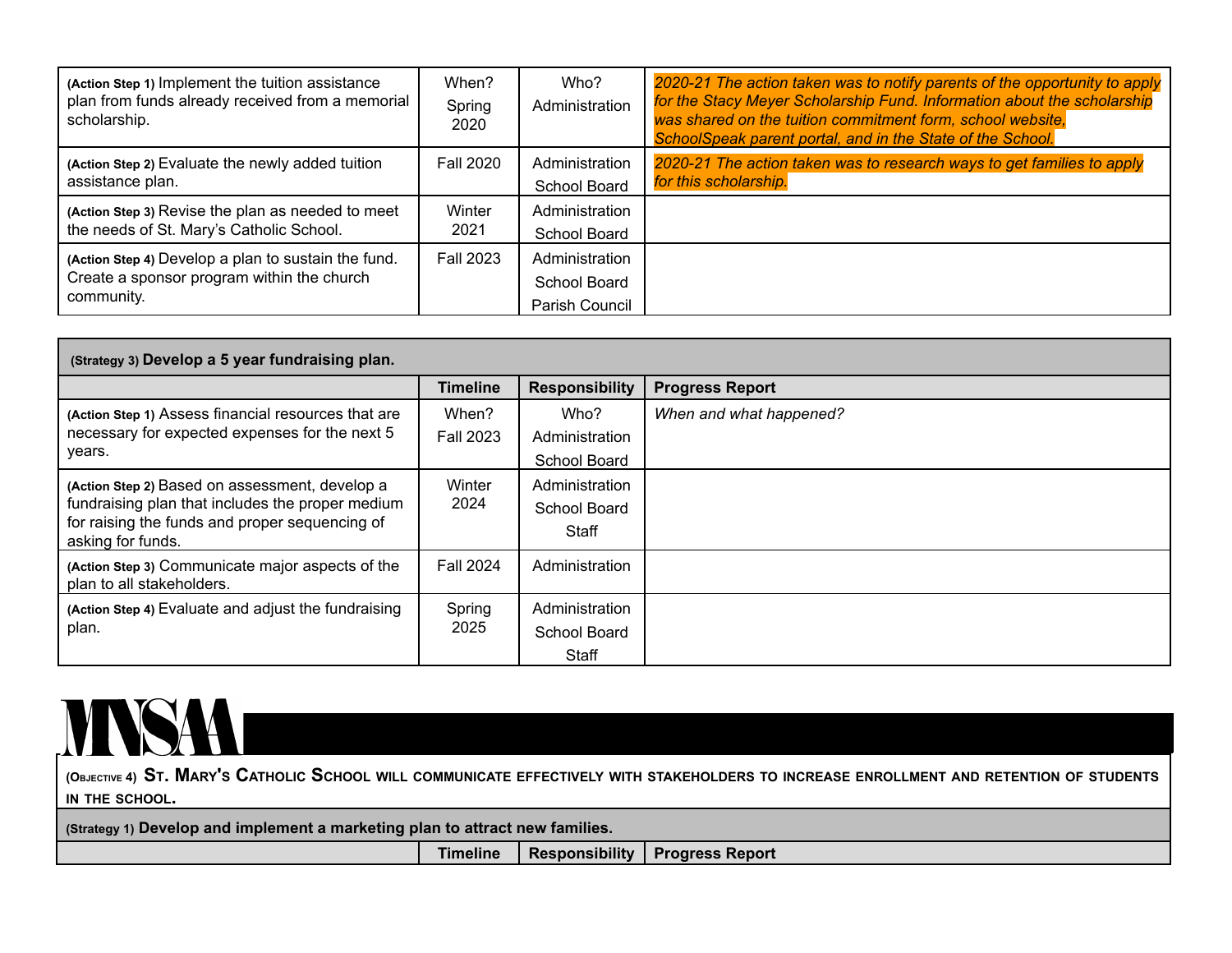| | | | |
|---|---|---|---|
| **(Action Step 1)** Implement the tuition assistance plan from funds already received from a memorial scholarship. | When? Spring 2020 | Who? Administration | *2020-21 The action taken was to notify parents of the opportunity to apply for the Stacy Meyer Scholarship Fund. Information about the scholarship was shared on the tuition commitment form, school website, SchoolSpeak parent portal, and in the State of the School.* |
| **(Action Step 2)** Evaluate the newly added tuition assistance plan. | Fall 2020 | Administration School Board | *2020-21 The action taken was to research ways to get families to apply for this scholarship.* |
| **(Action Step 3)** Revise the plan as needed to meet the needs of St. Mary's Catholic School. | Winter 2021 | Administration School Board | |
| **(Action Step 4)** Develop a plan to sustain the fund. Create a sponsor program within the church community. | Fall 2023 | Administration School Board Parish Council | |

**(Strategy 3) Develop a 5 year fundraising plan.**

| | Timeline | Responsibility | Progress Report |
|---|---|---|---|
| **(Action Step 1)** Assess financial resources that are necessary for expected expenses for the next 5 years. | When? Fall 2023 | Who? Administration School Board | *When and what happened?* |
| **(Action Step 2)** Based on assessment, develop a fundraising plan that includes the proper medium for raising the funds and proper sequencing of asking for funds. | Winter 2024 | Administration School Board Staff | |
| **(Action Step 3)** Communicate major aspects of the plan to all stakeholders. | Fall 2024 | Administration | |
| **(Action Step 4)** Evaluate and adjust the fundraising plan. | Spring 2025 | Administration School Board Staff | |

MNSAA

**(Objective 4) St. Mary's Catholic School will communicate effectively with stakeholders to increase enrollment and retention of students in the school.**

**(Strategy 1) Develop and implement a marketing plan to attract new families.**

| | Timeline | Responsibility | Progress Report |
|---|---|---|---|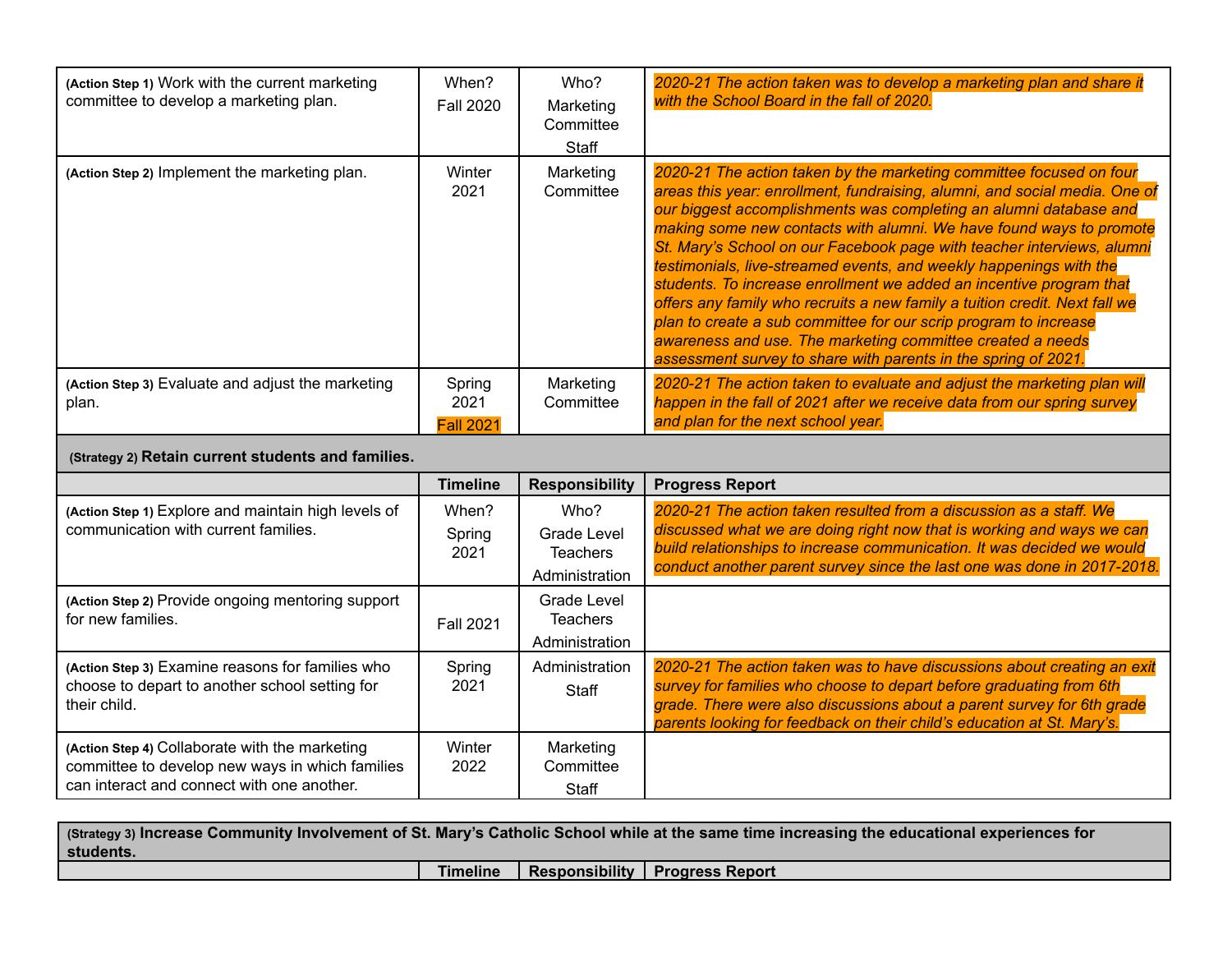| | | | |
|---|---|---|---|
| **(Action Step 1)** Work with the current marketing committee to develop a marketing plan. | When?<br>Fall 2020 | Who?<br>Marketing Committee<br>Staff | *2020-21 The action taken was to develop a marketing plan and share it with the School Board in the fall of 2020.* |
| **(Action Step 2)** Implement the marketing plan. | Winter 2021 | Marketing Committee | *2020-21 The action taken by the marketing committee focused on four areas this year: enrollment, fundraising, alumni, and social media. One of our biggest accomplishments was completing an alumni database and making some new contacts with alumni. We have found ways to promote St. Mary's School on our Facebook page with teacher interviews, alumni testimonials, live-streamed events, and weekly happenings with the students. To increase enrollment we added an incentive program that offers any family who recruits a new family a tuition credit. Next fall we plan to create a sub committee for our scrip program to increase awareness and use. The marketing committee created a needs assessment survey to share with parents in the spring of 2021.* |
| **(Action Step 3)** Evaluate and adjust the marketing plan. | Spring 2021<br>Fall 2021 | Marketing Committee | *2020-21 The action taken to evaluate and adjust the marketing plan will happen in the fall of 2021 after we receive data from our spring survey and plan for the next school year.* |
| **(Strategy 2) Retain current students and families.** | | | |
| | **Timeline** | **Responsibility** | **Progress Report** |
| **(Action Step 1)** Explore and maintain high levels of communication with current families. | When?<br>Spring 2021 | Who?<br>Grade Level Teachers<br>Administration | *2020-21 The action taken resulted from a discussion as a staff. We discussed what we are doing right now that is working and ways we can build relationships to increase communication. It was decided we would conduct another parent survey since the last one was done in 2017-2018.* |
| **(Action Step 2)** Provide ongoing mentoring support for new families. | Fall 2021 | Grade Level Teachers<br>Administration | |
| **(Action Step 3)** Examine reasons for families who choose to depart to another school setting for their child. | Spring 2021 | Administration<br>Staff | *2020-21 The action taken was to have discussions about creating an exit survey for families who choose to depart before graduating from 6th grade. There were also discussions about a parent survey for 6th grade parents looking for feedback on their child's education at St. Mary's.* |
| **(Action Step 4)** Collaborate with the marketing committee to develop new ways in which families can interact and connect with one another. | Winter 2022 | Marketing Committee<br>Staff | |

| **(Strategy 3) Increase Community Involvement of St. Mary's Catholic School while at the same time increasing the educational experiences for students.** | | | |
|---|---|---|---|
| | **Timeline** | **Responsibility** | **Progress Report** |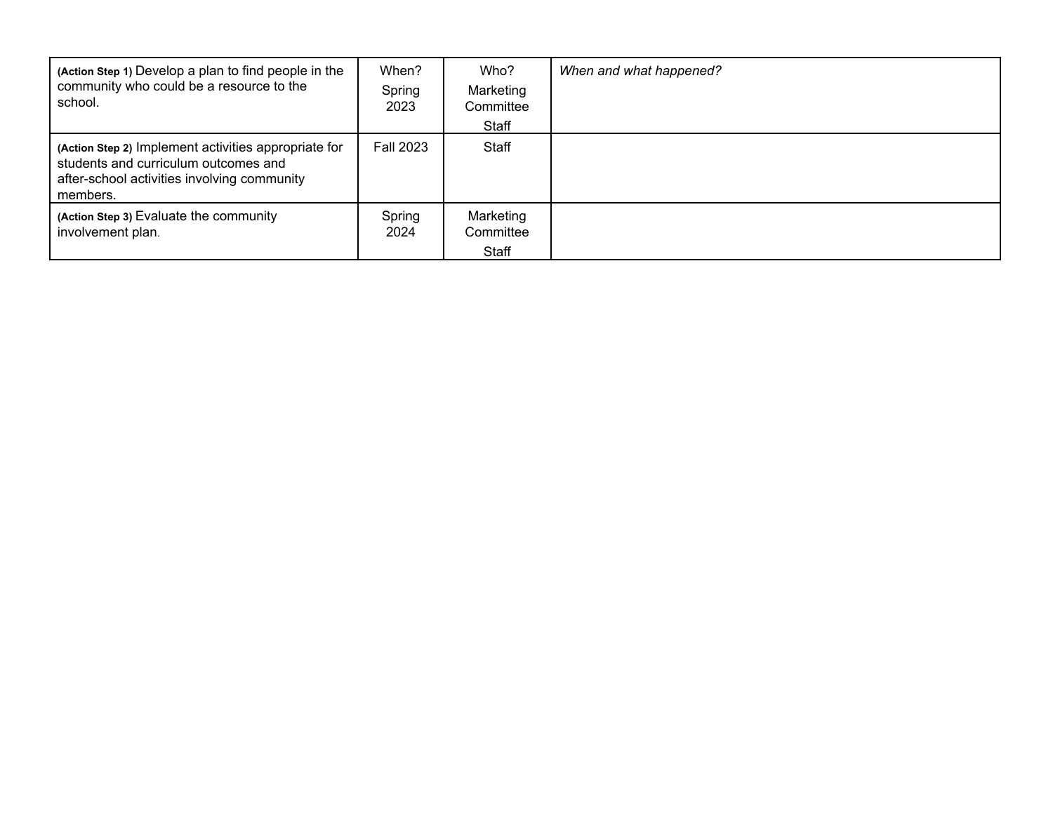| | | | |
|---|---|---|---|
| **(Action Step 1)** Develop a plan to find people in the community who could be a resource to the school. | When?<br>Spring 2023 | Who?<br>Marketing Committee<br>Staff | *When and what happened?* |
| **(Action Step 2)** Implement activities appropriate for students and curriculum outcomes and after-school activities involving community members. | Fall 2023 | Staff | |
| **(Action Step 3)** Evaluate the community involvement plan. | Spring 2024 | Marketing Committee<br>Staff | |